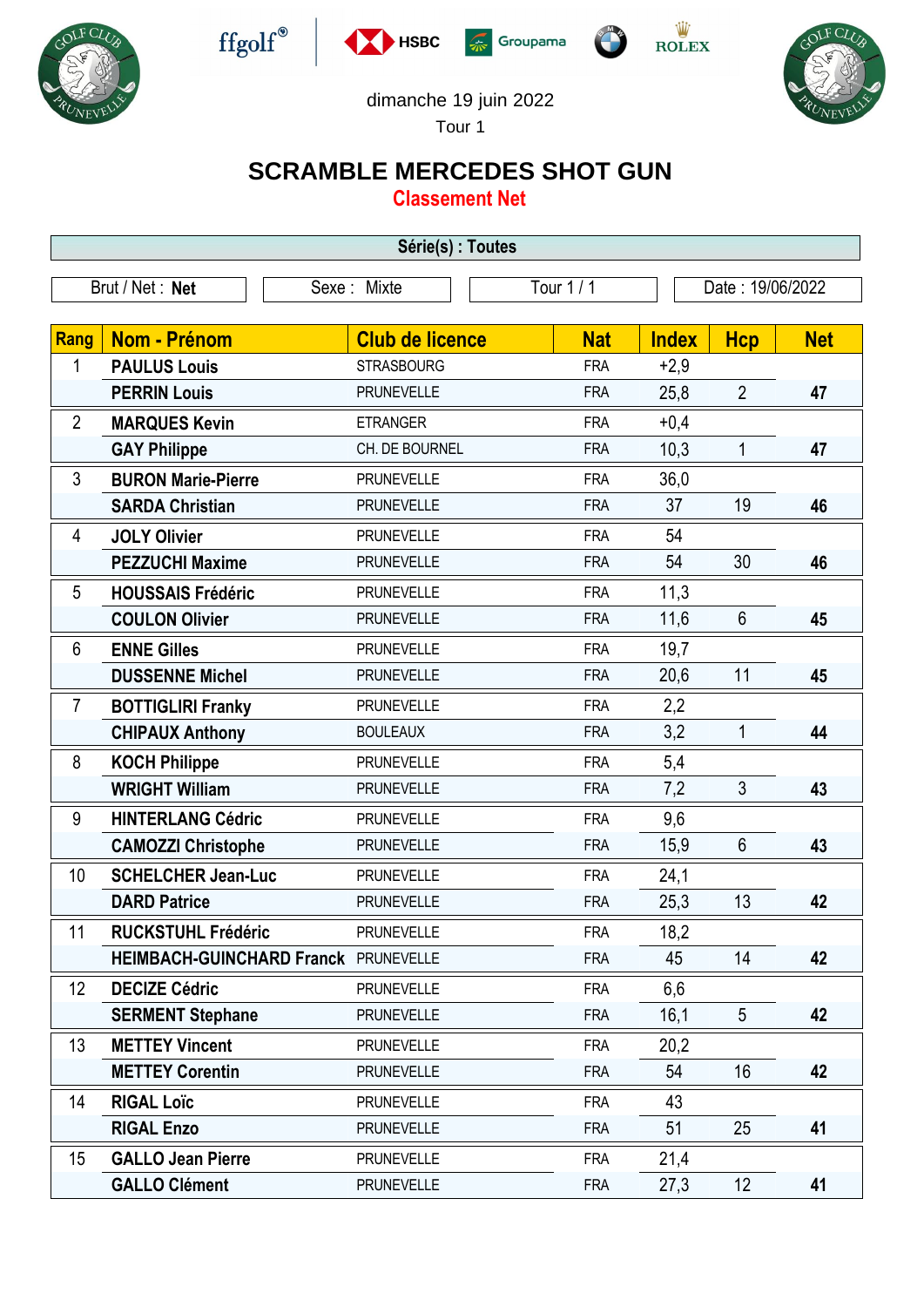dimanche 19 juin 2022

Tour 1

# SCRAMBLE MERCEDES SHOT GUN

## Classement Net

**Série(s) : Toutes**

| Brut / Net : **Net** | Sexe : Mixte | Tour 1 / 1 | Date : 19/06/2022 |
|---|---|---|---|

| Rang | Nom - Prénom | Club de licence | Nat | Index | Hcp | Net |
|---|---|---|---|---|---|---|
| 1 | **PAULUS Louis** | STRASBOURG | FRA | +2,9 | | |
| | **PERRIN Louis** | PRUNEVELLE | FRA | 25,8 | 2 | **47** |
| 2 | **MARQUES Kevin** | ETRANGER | FRA | +0,4 | | |
| | **GAY Philippe** | CH. DE BOURNEL | FRA | 10,3 | 1 | **47** |
| 3 | **BURON Marie-Pierre** | PRUNEVELLE | FRA | 36,0 | | |
| | **SARDA Christian** | PRUNEVELLE | FRA | 37 | 19 | **46** |
| 4 | **JOLY Olivier** | PRUNEVELLE | FRA | 54 | | |
| | **PEZZUCHI Maxime** | PRUNEVELLE | FRA | 54 | 30 | **46** |
| 5 | **HOUSSAIS Frédéric** | PRUNEVELLE | FRA | 11,3 | | |
| | **COULON Olivier** | PRUNEVELLE | FRA | 11,6 | 6 | **45** |
| 6 | **ENNE Gilles** | PRUNEVELLE | FRA | 19,7 | | |
| | **DUSSENNE Michel** | PRUNEVELLE | FRA | 20,6 | 11 | **45** |
| 7 | **BOTTIGLIRI Franky** | PRUNEVELLE | FRA | 2,2 | | |
| | **CHIPAUX Anthony** | BOULEAUX | FRA | 3,2 | 1 | **44** |
| 8 | **KOCH Philippe** | PRUNEVELLE | FRA | 5,4 | | |
| | **WRIGHT William** | PRUNEVELLE | FRA | 7,2 | 3 | **43** |
| 9 | **HINTERLANG Cédric** | PRUNEVELLE | FRA | 9,6 | | |
| | **CAMOZZI Christophe** | PRUNEVELLE | FRA | 15,9 | 6 | **43** |
| 10 | **SCHELCHER Jean-Luc** | PRUNEVELLE | FRA | 24,1 | | |
| | **DARD Patrice** | PRUNEVELLE | FRA | 25,3 | 13 | **42** |
| 11 | **RUCKSTUHL Frédéric** | PRUNEVELLE | FRA | 18,2 | | |
| | **HEIMBACH-GUINCHARD Franck** | PRUNEVELLE | FRA | 45 | 14 | **42** |
| 12 | **DECIZE Cédric** | PRUNEVELLE | FRA | 6,6 | | |
| | **SERMENT Stephane** | PRUNEVELLE | FRA | 16,1 | 5 | **42** |
| 13 | **METTEY Vincent** | PRUNEVELLE | FRA | 20,2 | | |
| | **METTEY Corentin** | PRUNEVELLE | FRA | 54 | 16 | **42** |
| 14 | **RIGAL Loïc** | PRUNEVELLE | FRA | 43 | | |
| | **RIGAL Enzo** | PRUNEVELLE | FRA | 51 | 25 | **41** |
| 15 | **GALLO Jean Pierre** | PRUNEVELLE | FRA | 21,4 | | |
| | **GALLO Clément** | PRUNEVELLE | FRA | 27,3 | 12 | **41** |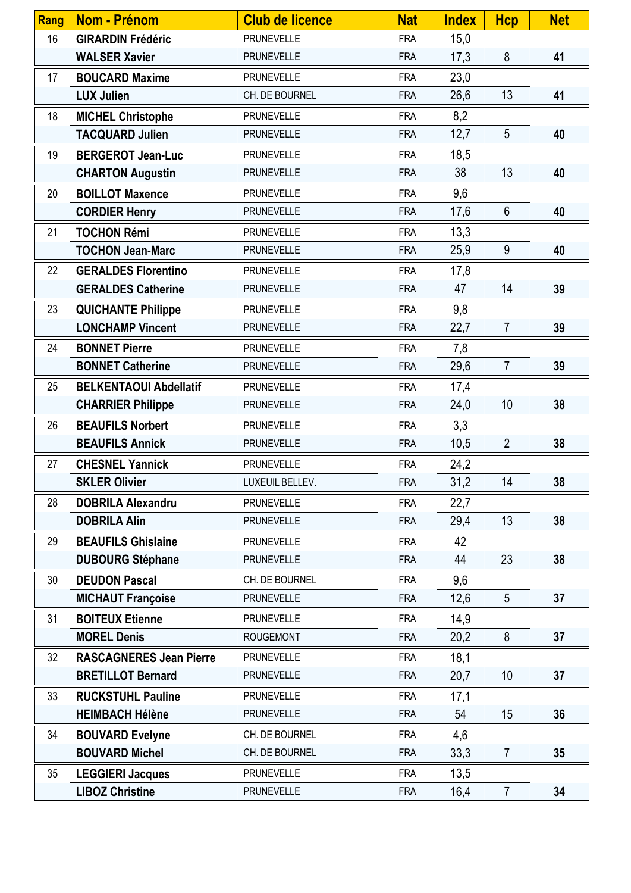| Rang | Nom - Prénom | Club de licence | Nat | Index | Hcp | Net |
|---|---|---|---|---|---|---|
| 16 | **GIRARDIN Frédéric** | PRUNEVELLE | FRA | 15,0 | | |
| | **WALSER Xavier** | PRUNEVELLE | FRA | 17,3 | 8 | **41** |
| 17 | **BOUCARD Maxime** | PRUNEVELLE | FRA | 23,0 | | |
| | **LUX Julien** | CH. DE BOURNEL | FRA | 26,6 | 13 | **41** |
| 18 | **MICHEL Christophe** | PRUNEVELLE | FRA | 8,2 | | |
| | **TACQUARD Julien** | PRUNEVELLE | FRA | 12,7 | 5 | **40** |
| 19 | **BERGEROT Jean-Luc** | PRUNEVELLE | FRA | 18,5 | | |
| | **CHARTON Augustin** | PRUNEVELLE | FRA | 38 | 13 | **40** |
| 20 | **BOILLOT Maxence** | PRUNEVELLE | FRA | 9,6 | | |
| | **CORDIER Henry** | PRUNEVELLE | FRA | 17,6 | 6 | **40** |
| 21 | **TOCHON Rémi** | PRUNEVELLE | FRA | 13,3 | | |
| | **TOCHON Jean-Marc** | PRUNEVELLE | FRA | 25,9 | 9 | **40** |
| 22 | **GERALDES Florentino** | PRUNEVELLE | FRA | 17,8 | | |
| | **GERALDES Catherine** | PRUNEVELLE | FRA | 47 | 14 | **39** |
| 23 | **QUICHANTE Philippe** | PRUNEVELLE | FRA | 9,8 | | |
| | **LONCHAMP Vincent** | PRUNEVELLE | FRA | 22,7 | 7 | **39** |
| 24 | **BONNET Pierre** | PRUNEVELLE | FRA | 7,8 | | |
| | **BONNET Catherine** | PRUNEVELLE | FRA | 29,6 | 7 | **39** |
| 25 | **BELKENTAOUI Abdellatif** | PRUNEVELLE | FRA | 17,4 | | |
| | **CHARRIER Philippe** | PRUNEVELLE | FRA | 24,0 | 10 | **38** |
| 26 | **BEAUFILS Norbert** | PRUNEVELLE | FRA | 3,3 | | |
| | **BEAUFILS Annick** | PRUNEVELLE | FRA | 10,5 | 2 | **38** |
| 27 | **CHESNEL Yannick** | PRUNEVELLE | FRA | 24,2 | | |
| | **SKLER Olivier** | LUXEUIL BELLEV. | FRA | 31,2 | 14 | **38** |
| 28 | **DOBRILA Alexandru** | PRUNEVELLE | FRA | 22,7 | | |
| | **DOBRILA Alin** | PRUNEVELLE | FRA | 29,4 | 13 | **38** |
| 29 | **BEAUFILS Ghislaine** | PRUNEVELLE | FRA | 42 | | |
| | **DUBOURG Stéphane** | PRUNEVELLE | FRA | 44 | 23 | **38** |
| 30 | **DEUDON Pascal** | CH. DE BOURNEL | FRA | 9,6 | | |
| | **MICHAUT Françoise** | PRUNEVELLE | FRA | 12,6 | 5 | **37** |
| 31 | **BOITEUX Etienne** | PRUNEVELLE | FRA | 14,9 | | |
| | **MOREL Denis** | ROUGEMONT | FRA | 20,2 | 8 | **37** |
| 32 | **RASCAGNERES Jean Pierre** | PRUNEVELLE | FRA | 18,1 | | |
| | **BRETILLOT Bernard** | PRUNEVELLE | FRA | 20,7 | 10 | **37** |
| 33 | **RUCKSTUHL Pauline** | PRUNEVELLE | FRA | 17,1 | | |
| | **HEIMBACH Hélène** | PRUNEVELLE | FRA | 54 | 15 | **36** |
| 34 | **BOUVARD Evelyne** | CH. DE BOURNEL | FRA | 4,6 | | |
| | **BOUVARD Michel** | CH. DE BOURNEL | FRA | 33,3 | 7 | **35** |
| 35 | **LEGGIERI Jacques** | PRUNEVELLE | FRA | 13,5 | | |
| | **LIBOZ Christine** | PRUNEVELLE | FRA | 16,4 | 7 | **34** |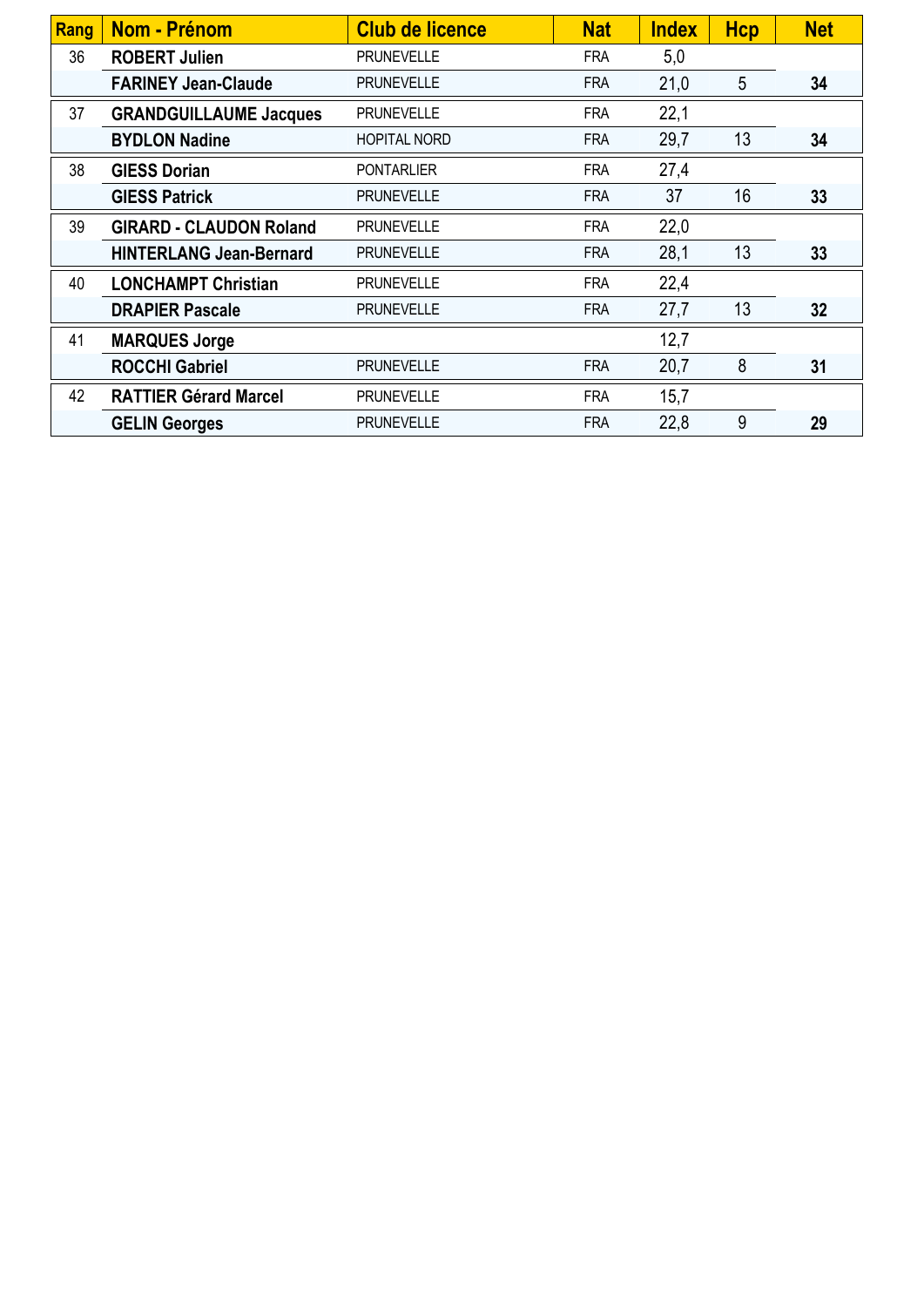| Rang | Nom - Prénom | Club de licence | Nat | Index | Hcp | Net |
|---|---|---|---|---|---|---|
| 36 | **ROBERT Julien** | PRUNEVELLE | FRA | 5,0 | | |
| | **FARINEY Jean-Claude** | PRUNEVELLE | FRA | 21,0 | 5 | **34** |
| 37 | **GRANDGUILLAUME Jacques** | PRUNEVELLE | FRA | 22,1 | | |
| | **BYDLON Nadine** | HOPITAL NORD | FRA | 29,7 | 13 | **34** |
| 38 | **GIESS Dorian** | PONTARLIER | FRA | 27,4 | | |
| | **GIESS Patrick** | PRUNEVELLE | FRA | 37 | 16 | **33** |
| 39 | **GIRARD - CLAUDON Roland** | PRUNEVELLE | FRA | 22,0 | | |
| | **HINTERLANG Jean-Bernard** | PRUNEVELLE | FRA | 28,1 | 13 | **33** |
| 40 | **LONCHAMPT Christian** | PRUNEVELLE | FRA | 22,4 | | |
| | **DRAPIER Pascale** | PRUNEVELLE | FRA | 27,7 | 13 | **32** |
| 41 | **MARQUES Jorge** | | | 12,7 | | |
| | **ROCCHI Gabriel** | PRUNEVELLE | FRA | 20,7 | 8 | **31** |
| 42 | **RATTIER Gérard Marcel** | PRUNEVELLE | FRA | 15,7 | | |
| | **GELIN Georges** | PRUNEVELLE | FRA | 22,8 | 9 | **29** |